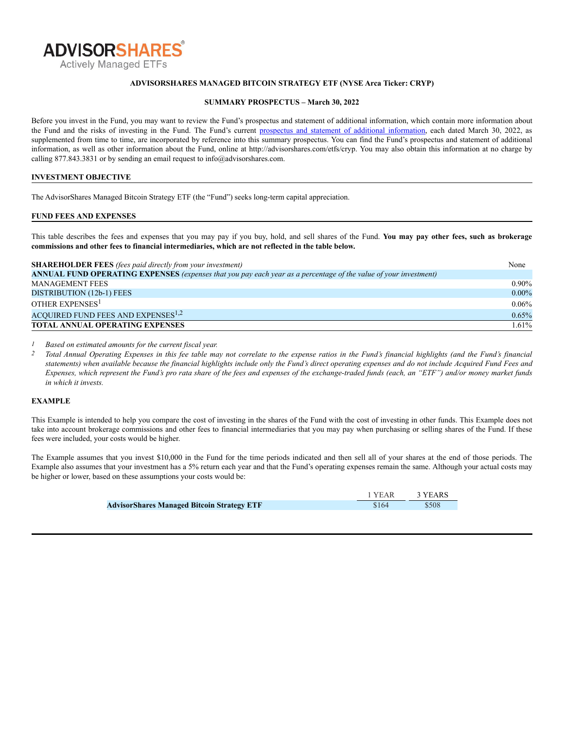# ADVISORSHARES

Actively Managed ETFs

**ADVISORSHARES MANAGED BITCOIN STRATEGY ETF (NYSE Arca Ticker: CRYP)**

**SUMMARY PROSPECTUS – March 30, 2022**

Before you invest in the Fund, you may want to review the Fund's prospectus and statement of additional information, which contain more information about the Fund and the risks of investing in the Fund. The Fund's current prospectus and statement of additional information, each dated March 30, 2022, as supplemented from time to time, are incorporated by reference into this summary prospectus. You can find the Fund's prospectus and statement of additional information, as well as other information about the Fund, online at http://advisorshares.com/etfs/cryp. You may also obtain this information at no charge by calling 877.843.3831 or by sending an email request to info@advisorshares.com.

## INVESTMENT OBJECTIVE

The AdvisorShares Managed Bitcoin Strategy ETF (the "Fund") seeks long-term capital appreciation.

## FUND FEES AND EXPENSES

This table describes the fees and expenses that you may pay if you buy, hold, and sell shares of the Fund. **You may pay other fees, such as brokerage commissions and other fees to financial intermediaries, which are not reflected in the table below.**

| | |
|---|---|
| **SHAREHOLDER FEES** *(fees paid directly from your investment)* | None |
| **ANNUAL FUND OPERATING EXPENSES** *(expenses that you pay each year as a percentage of the value of your investment)* | |
| MANAGEMENT FEES | 0.90% |
| DISTRIBUTION (12b-1) FEES | 0.00% |
| OTHER EXPENSES[1] | 0.06% |
| ACQUIRED FUND FEES AND EXPENSES[1,2] | 0.65% |
| **TOTAL ANNUAL OPERATING EXPENSES** | 1.61% |

1 *Based on estimated amounts for the current fiscal year.*

2 *Total Annual Operating Expenses in this fee table may not correlate to the expense ratios in the Fund's financial highlights (and the Fund's financial statements) when available because the financial highlights include only the Fund's direct operating expenses and do not include Acquired Fund Fees and Expenses, which represent the Fund's pro rata share of the fees and expenses of the exchange-traded funds (each, an "ETF") and/or money market funds in which it invests.*

## EXAMPLE

This Example is intended to help you compare the cost of investing in the shares of the Fund with the cost of investing in other funds. This Example does not take into account brokerage commissions and other fees to financial intermediaries that you may pay when purchasing or selling shares of the Fund. If these fees were included, your costs would be higher.

The Example assumes that you invest $10,000 in the Fund for the time periods indicated and then sell all of your shares at the end of those periods. The Example also assumes that your investment has a 5% return each year and that the Fund's operating expenses remain the same. Although your actual costs may be higher or lower, based on these assumptions your costs would be:

| | 1 YEAR | 3 YEARS |
|---|---|---|
| **AdvisorShares Managed Bitcoin Strategy ETF** | $164 | $508 |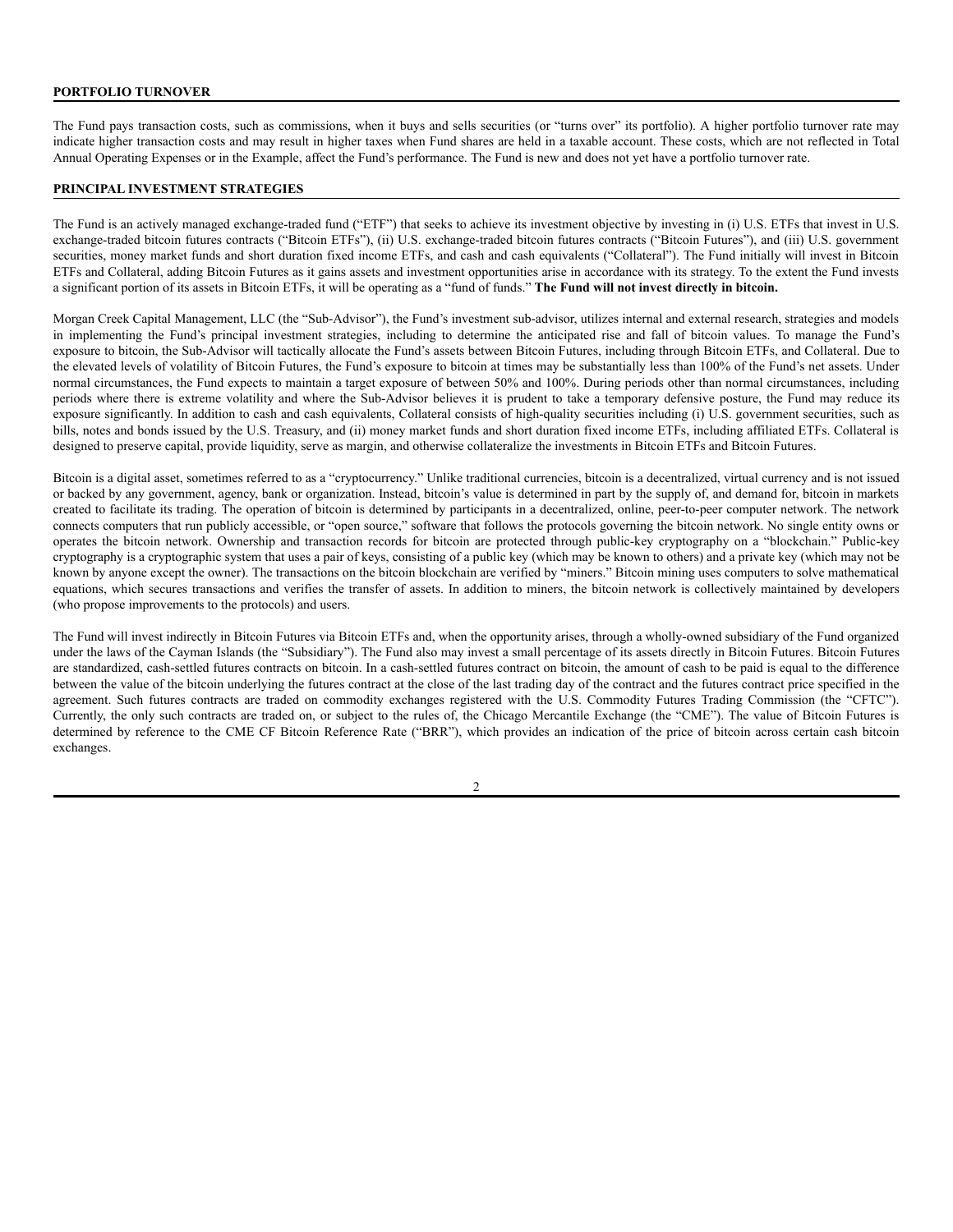## PORTFOLIO TURNOVER

The Fund pays transaction costs, such as commissions, when it buys and sells securities (or "turns over" its portfolio). A higher portfolio turnover rate may indicate higher transaction costs and may result in higher taxes when Fund shares are held in a taxable account. These costs, which are not reflected in Total Annual Operating Expenses or in the Example, affect the Fund's performance. The Fund is new and does not yet have a portfolio turnover rate.

## PRINCIPAL INVESTMENT STRATEGIES

The Fund is an actively managed exchange-traded fund ("ETF") that seeks to achieve its investment objective by investing in (i) U.S. ETFs that invest in U.S. exchange-traded bitcoin futures contracts ("Bitcoin ETFs"), (ii) U.S. exchange-traded bitcoin futures contracts ("Bitcoin Futures"), and (iii) U.S. government securities, money market funds and short duration fixed income ETFs, and cash and cash equivalents ("Collateral"). The Fund initially will invest in Bitcoin ETFs and Collateral, adding Bitcoin Futures as it gains assets and investment opportunities arise in accordance with its strategy. To the extent the Fund invests a significant portion of its assets in Bitcoin ETFs, it will be operating as a "fund of funds." **The Fund will not invest directly in bitcoin.**

Morgan Creek Capital Management, LLC (the "Sub-Advisor"), the Fund's investment sub-advisor, utilizes internal and external research, strategies and models in implementing the Fund's principal investment strategies, including to determine the anticipated rise and fall of bitcoin values. To manage the Fund's exposure to bitcoin, the Sub-Advisor will tactically allocate the Fund's assets between Bitcoin Futures, including through Bitcoin ETFs, and Collateral. Due to the elevated levels of volatility of Bitcoin Futures, the Fund's exposure to bitcoin at times may be substantially less than 100% of the Fund's net assets. Under normal circumstances, the Fund expects to maintain a target exposure of between 50% and 100%. During periods other than normal circumstances, including periods where there is extreme volatility and where the Sub-Advisor believes it is prudent to take a temporary defensive posture, the Fund may reduce its exposure significantly. In addition to cash and cash equivalents, Collateral consists of high-quality securities including (i) U.S. government securities, such as bills, notes and bonds issued by the U.S. Treasury, and (ii) money market funds and short duration fixed income ETFs, including affiliated ETFs. Collateral is designed to preserve capital, provide liquidity, serve as margin, and otherwise collateralize the investments in Bitcoin ETFs and Bitcoin Futures.

Bitcoin is a digital asset, sometimes referred to as a "cryptocurrency." Unlike traditional currencies, bitcoin is a decentralized, virtual currency and is not issued or backed by any government, agency, bank or organization. Instead, bitcoin's value is determined in part by the supply of, and demand for, bitcoin in markets created to facilitate its trading. The operation of bitcoin is determined by participants in a decentralized, online, peer-to-peer computer network. The network connects computers that run publicly accessible, or "open source," software that follows the protocols governing the bitcoin network. No single entity owns or operates the bitcoin network. Ownership and transaction records for bitcoin are protected through public-key cryptography on a "blockchain." Public-key cryptography is a cryptographic system that uses a pair of keys, consisting of a public key (which may be known to others) and a private key (which may not be known by anyone except the owner). The transactions on the bitcoin blockchain are verified by "miners." Bitcoin mining uses computers to solve mathematical equations, which secures transactions and verifies the transfer of assets. In addition to miners, the bitcoin network is collectively maintained by developers (who propose improvements to the protocols) and users.

The Fund will invest indirectly in Bitcoin Futures via Bitcoin ETFs and, when the opportunity arises, through a wholly-owned subsidiary of the Fund organized under the laws of the Cayman Islands (the "Subsidiary"). The Fund also may invest a small percentage of its assets directly in Bitcoin Futures. Bitcoin Futures are standardized, cash-settled futures contracts on bitcoin. In a cash-settled futures contract on bitcoin, the amount of cash to be paid is equal to the difference between the value of the bitcoin underlying the futures contract at the close of the last trading day of the contract and the futures contract price specified in the agreement. Such futures contracts are traded on commodity exchanges registered with the U.S. Commodity Futures Trading Commission (the "CFTC"). Currently, the only such contracts are traded on, or subject to the rules of, the Chicago Mercantile Exchange (the "CME"). The value of Bitcoin Futures is determined by reference to the CME CF Bitcoin Reference Rate ("BRR"), which provides an indication of the price of bitcoin across certain cash bitcoin exchanges.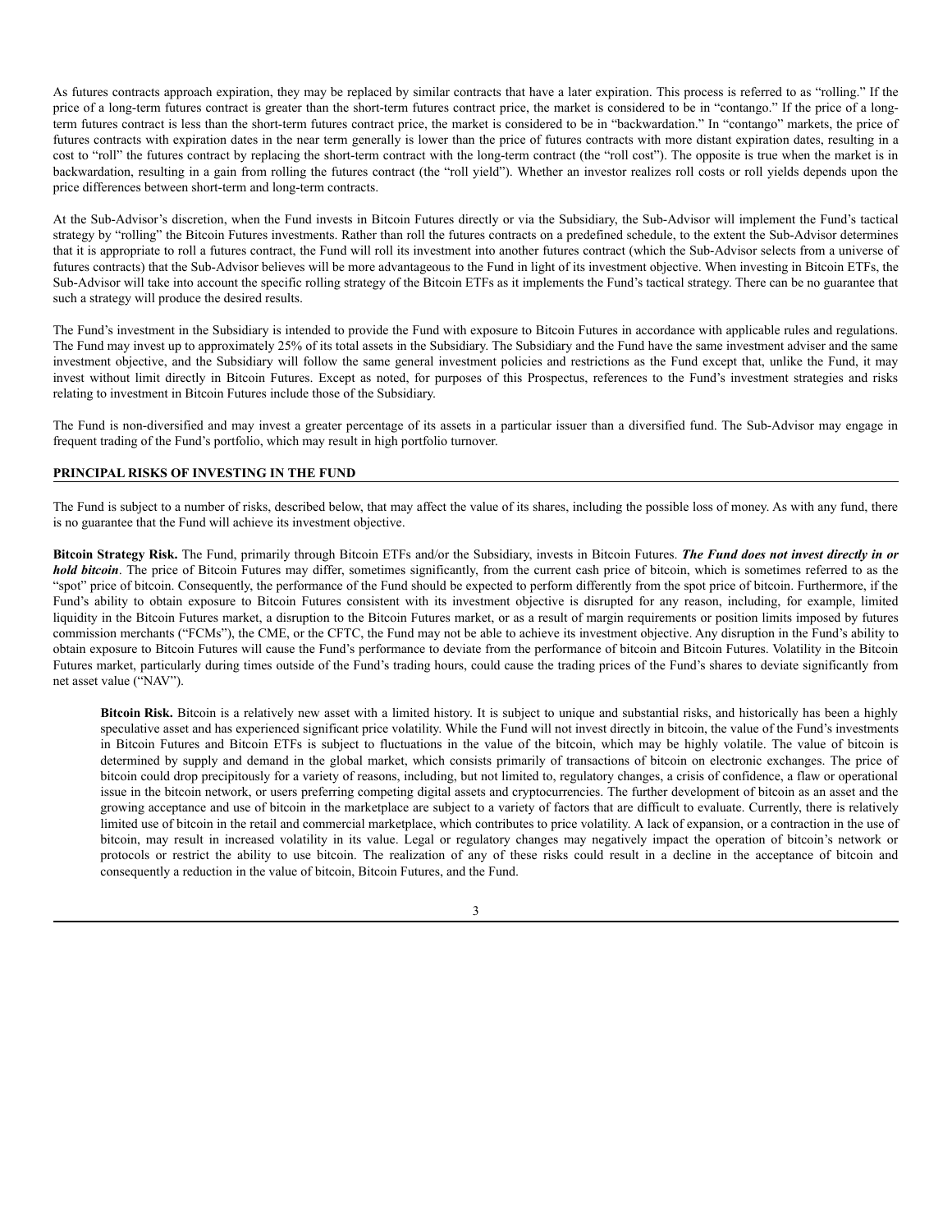As futures contracts approach expiration, they may be replaced by similar contracts that have a later expiration. This process is referred to as "rolling." If the price of a long-term futures contract is greater than the short-term futures contract price, the market is considered to be in "contango." If the price of a long-term futures contract is less than the short-term futures contract price, the market is considered to be in "backwardation." In "contango" markets, the price of futures contracts with expiration dates in the near term generally is lower than the price of futures contracts with more distant expiration dates, resulting in a cost to "roll" the futures contract by replacing the short-term contract with the long-term contract (the "roll cost"). The opposite is true when the market is in backwardation, resulting in a gain from rolling the futures contract (the "roll yield"). Whether an investor realizes roll costs or roll yields depends upon the price differences between short-term and long-term contracts.

At the Sub-Advisor's discretion, when the Fund invests in Bitcoin Futures directly or via the Subsidiary, the Sub-Advisor will implement the Fund's tactical strategy by "rolling" the Bitcoin Futures investments. Rather than roll the futures contracts on a predefined schedule, to the extent the Sub-Advisor determines that it is appropriate to roll a futures contract, the Fund will roll its investment into another futures contract (which the Sub-Advisor selects from a universe of futures contracts) that the Sub-Advisor believes will be more advantageous to the Fund in light of its investment objective. When investing in Bitcoin ETFs, the Sub-Advisor will take into account the specific rolling strategy of the Bitcoin ETFs as it implements the Fund's tactical strategy. There can be no guarantee that such a strategy will produce the desired results.

The Fund's investment in the Subsidiary is intended to provide the Fund with exposure to Bitcoin Futures in accordance with applicable rules and regulations. The Fund may invest up to approximately 25% of its total assets in the Subsidiary. The Subsidiary and the Fund have the same investment adviser and the same investment objective, and the Subsidiary will follow the same general investment policies and restrictions as the Fund except that, unlike the Fund, it may invest without limit directly in Bitcoin Futures. Except as noted, for purposes of this Prospectus, references to the Fund's investment strategies and risks relating to investment in Bitcoin Futures include those of the Subsidiary.

The Fund is non-diversified and may invest a greater percentage of its assets in a particular issuer than a diversified fund. The Sub-Advisor may engage in frequent trading of the Fund's portfolio, which may result in high portfolio turnover.

## PRINCIPAL RISKS OF INVESTING IN THE FUND

The Fund is subject to a number of risks, described below, that may affect the value of its shares, including the possible loss of money. As with any fund, there is no guarantee that the Fund will achieve its investment objective.

**Bitcoin Strategy Risk.** The Fund, primarily through Bitcoin ETFs and/or the Subsidiary, invests in Bitcoin Futures. ***The Fund does not invest directly in or hold bitcoin***. The price of Bitcoin Futures may differ, sometimes significantly, from the current cash price of bitcoin, which is sometimes referred to as the "spot" price of bitcoin. Consequently, the performance of the Fund should be expected to perform differently from the spot price of bitcoin. Furthermore, if the Fund's ability to obtain exposure to Bitcoin Futures consistent with its investment objective is disrupted for any reason, including, for example, limited liquidity in the Bitcoin Futures market, a disruption to the Bitcoin Futures market, or as a result of margin requirements or position limits imposed by futures commission merchants ("FCMs"), the CME, or the CFTC, the Fund may not be able to achieve its investment objective. Any disruption in the Fund's ability to obtain exposure to Bitcoin Futures will cause the Fund's performance to deviate from the performance of bitcoin and Bitcoin Futures. Volatility in the Bitcoin Futures market, particularly during times outside of the Fund's trading hours, could cause the trading prices of the Fund's shares to deviate significantly from net asset value ("NAV").

> **Bitcoin Risk.** Bitcoin is a relatively new asset with a limited history. It is subject to unique and substantial risks, and historically has been a highly speculative asset and has experienced significant price volatility. While the Fund will not invest directly in bitcoin, the value of the Fund's investments in Bitcoin Futures and Bitcoin ETFs is subject to fluctuations in the value of the bitcoin, which may be highly volatile. The value of bitcoin is determined by supply and demand in the global market, which consists primarily of transactions of bitcoin on electronic exchanges. The price of bitcoin could drop precipitously for a variety of reasons, including, but not limited to, regulatory changes, a crisis of confidence, a flaw or operational issue in the bitcoin network, or users preferring competing digital assets and cryptocurrencies. The further development of bitcoin as an asset and the growing acceptance and use of bitcoin in the marketplace are subject to a variety of factors that are difficult to evaluate. Currently, there is relatively limited use of bitcoin in the retail and commercial marketplace, which contributes to price volatility. A lack of expansion, or a contraction in the use of bitcoin, may result in increased volatility in its value. Legal or regulatory changes may negatively impact the operation of bitcoin's network or protocols or restrict the ability to use bitcoin. The realization of any of these risks could result in a decline in the acceptance of bitcoin and consequently a reduction in the value of bitcoin, Bitcoin Futures, and the Fund.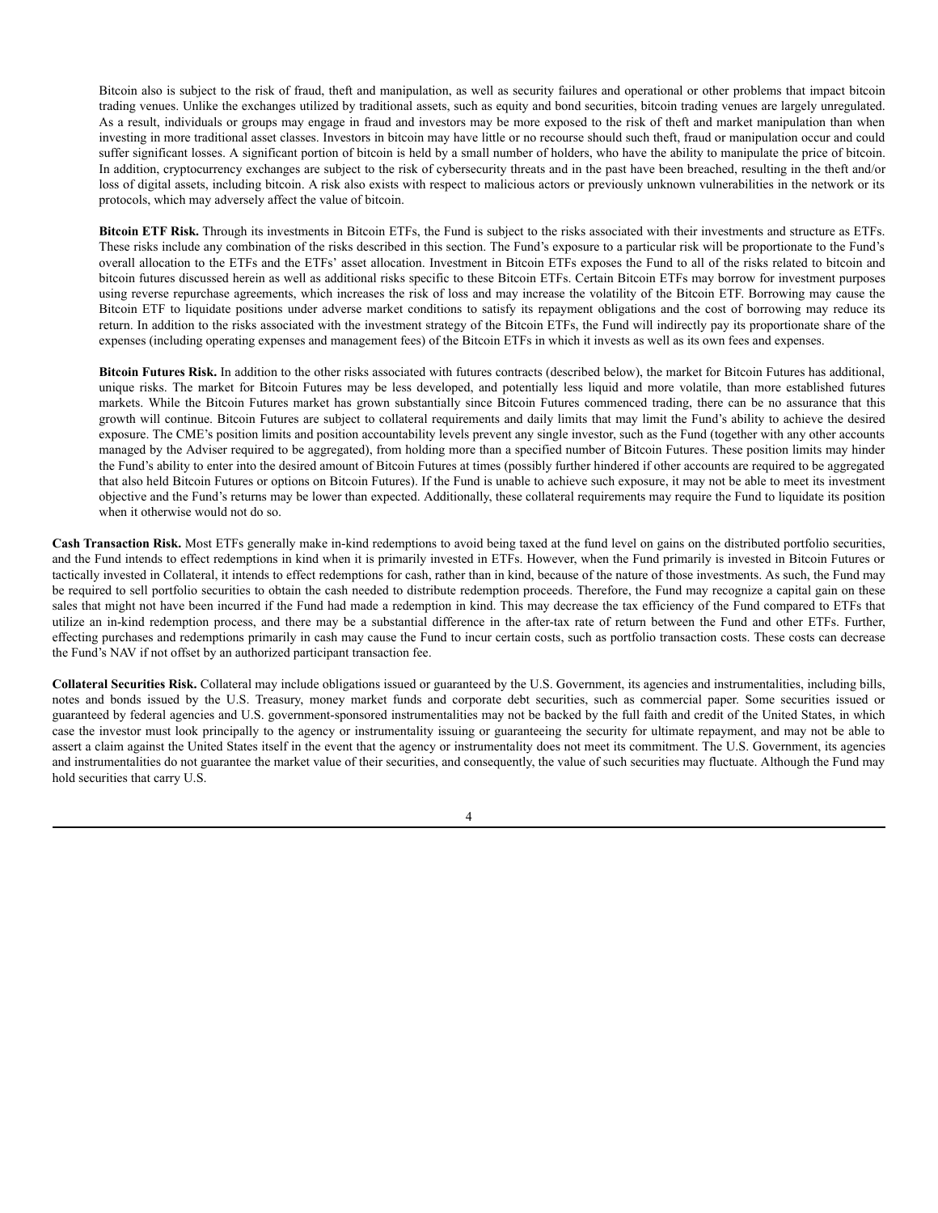Bitcoin also is subject to the risk of fraud, theft and manipulation, as well as security failures and operational or other problems that impact bitcoin trading venues. Unlike the exchanges utilized by traditional assets, such as equity and bond securities, bitcoin trading venues are largely unregulated. As a result, individuals or groups may engage in fraud and investors may be more exposed to the risk of theft and market manipulation than when investing in more traditional asset classes. Investors in bitcoin may have little or no recourse should such theft, fraud or manipulation occur and could suffer significant losses. A significant portion of bitcoin is held by a small number of holders, who have the ability to manipulate the price of bitcoin. In addition, cryptocurrency exchanges are subject to the risk of cybersecurity threats and in the past have been breached, resulting in the theft and/or loss of digital assets, including bitcoin. A risk also exists with respect to malicious actors or previously unknown vulnerabilities in the network or its protocols, which may adversely affect the value of bitcoin.

**Bitcoin ETF Risk.** Through its investments in Bitcoin ETFs, the Fund is subject to the risks associated with their investments and structure as ETFs. These risks include any combination of the risks described in this section. The Fund's exposure to a particular risk will be proportionate to the Fund's overall allocation to the ETFs and the ETFs' asset allocation. Investment in Bitcoin ETFs exposes the Fund to all of the risks related to bitcoin and bitcoin futures discussed herein as well as additional risks specific to these Bitcoin ETFs. Certain Bitcoin ETFs may borrow for investment purposes using reverse repurchase agreements, which increases the risk of loss and may increase the volatility of the Bitcoin ETF. Borrowing may cause the Bitcoin ETF to liquidate positions under adverse market conditions to satisfy its repayment obligations and the cost of borrowing may reduce its return. In addition to the risks associated with the investment strategy of the Bitcoin ETFs, the Fund will indirectly pay its proportionate share of the expenses (including operating expenses and management fees) of the Bitcoin ETFs in which it invests as well as its own fees and expenses.

**Bitcoin Futures Risk.** In addition to the other risks associated with futures contracts (described below), the market for Bitcoin Futures has additional, unique risks. The market for Bitcoin Futures may be less developed, and potentially less liquid and more volatile, than more established futures markets. While the Bitcoin Futures market has grown substantially since Bitcoin Futures commenced trading, there can be no assurance that this growth will continue. Bitcoin Futures are subject to collateral requirements and daily limits that may limit the Fund's ability to achieve the desired exposure. The CME's position limits and position accountability levels prevent any single investor, such as the Fund (together with any other accounts managed by the Adviser required to be aggregated), from holding more than a specified number of Bitcoin Futures. These position limits may hinder the Fund's ability to enter into the desired amount of Bitcoin Futures at times (possibly further hindered if other accounts are required to be aggregated that also held Bitcoin Futures or options on Bitcoin Futures). If the Fund is unable to achieve such exposure, it may not be able to meet its investment objective and the Fund's returns may be lower than expected. Additionally, these collateral requirements may require the Fund to liquidate its position when it otherwise would not do so.

**Cash Transaction Risk.** Most ETFs generally make in-kind redemptions to avoid being taxed at the fund level on gains on the distributed portfolio securities, and the Fund intends to effect redemptions in kind when it is primarily invested in ETFs. However, when the Fund primarily is invested in Bitcoin Futures or tactically invested in Collateral, it intends to effect redemptions for cash, rather than in kind, because of the nature of those investments. As such, the Fund may be required to sell portfolio securities to obtain the cash needed to distribute redemption proceeds. Therefore, the Fund may recognize a capital gain on these sales that might not have been incurred if the Fund had made a redemption in kind. This may decrease the tax efficiency of the Fund compared to ETFs that utilize an in-kind redemption process, and there may be a substantial difference in the after-tax rate of return between the Fund and other ETFs. Further, effecting purchases and redemptions primarily in cash may cause the Fund to incur certain costs, such as portfolio transaction costs. These costs can decrease the Fund's NAV if not offset by an authorized participant transaction fee.

**Collateral Securities Risk.** Collateral may include obligations issued or guaranteed by the U.S. Government, its agencies and instrumentalities, including bills, notes and bonds issued by the U.S. Treasury, money market funds and corporate debt securities, such as commercial paper. Some securities issued or guaranteed by federal agencies and U.S. government-sponsored instrumentalities may not be backed by the full faith and credit of the United States, in which case the investor must look principally to the agency or instrumentality issuing or guaranteeing the security for ultimate repayment, and may not be able to assert a claim against the United States itself in the event that the agency or instrumentality does not meet its commitment. The U.S. Government, its agencies and instrumentalities do not guarantee the market value of their securities, and consequently, the value of such securities may fluctuate. Although the Fund may hold securities that carry U.S.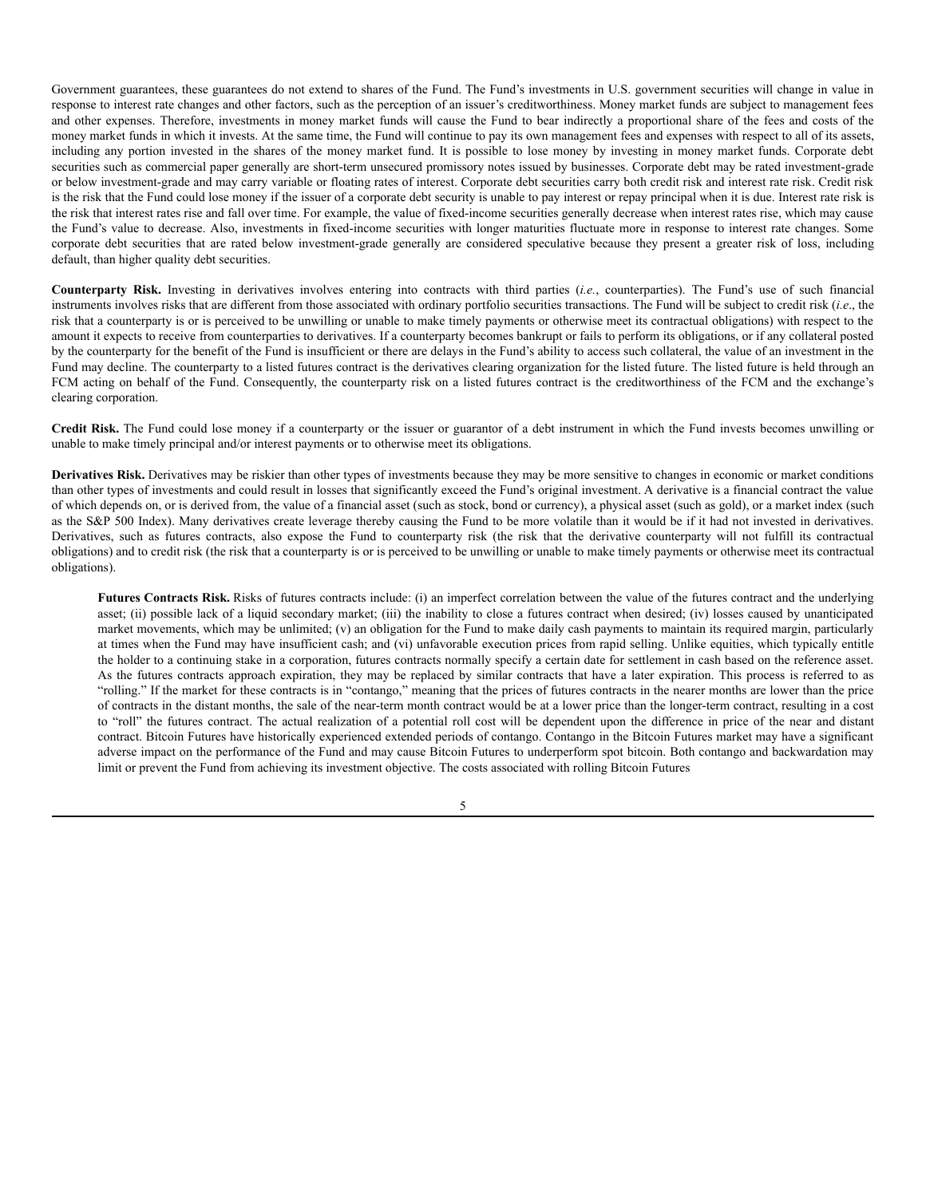Government guarantees, these guarantees do not extend to shares of the Fund. The Fund's investments in U.S. government securities will change in value in response to interest rate changes and other factors, such as the perception of an issuer's creditworthiness. Money market funds are subject to management fees and other expenses. Therefore, investments in money market funds will cause the Fund to bear indirectly a proportional share of the fees and costs of the money market funds in which it invests. At the same time, the Fund will continue to pay its own management fees and expenses with respect to all of its assets, including any portion invested in the shares of the money market fund. It is possible to lose money by investing in money market funds. Corporate debt securities such as commercial paper generally are short-term unsecured promissory notes issued by businesses. Corporate debt may be rated investment-grade or below investment-grade and may carry variable or floating rates of interest. Corporate debt securities carry both credit risk and interest rate risk. Credit risk is the risk that the Fund could lose money if the issuer of a corporate debt security is unable to pay interest or repay principal when it is due. Interest rate risk is the risk that interest rates rise and fall over time. For example, the value of fixed-income securities generally decrease when interest rates rise, which may cause the Fund's value to decrease. Also, investments in fixed-income securities with longer maturities fluctuate more in response to interest rate changes. Some corporate debt securities that are rated below investment-grade generally are considered speculative because they present a greater risk of loss, including default, than higher quality debt securities.

**Counterparty Risk.** Investing in derivatives involves entering into contracts with third parties (*i.e.*, counterparties). The Fund's use of such financial instruments involves risks that are different from those associated with ordinary portfolio securities transactions. The Fund will be subject to credit risk (*i.e*., the risk that a counterparty is or is perceived to be unwilling or unable to make timely payments or otherwise meet its contractual obligations) with respect to the amount it expects to receive from counterparties to derivatives. If a counterparty becomes bankrupt or fails to perform its obligations, or if any collateral posted by the counterparty for the benefit of the Fund is insufficient or there are delays in the Fund's ability to access such collateral, the value of an investment in the Fund may decline. The counterparty to a listed futures contract is the derivatives clearing organization for the listed future. The listed future is held through an FCM acting on behalf of the Fund. Consequently, the counterparty risk on a listed futures contract is the creditworthiness of the FCM and the exchange's clearing corporation.

**Credit Risk.** The Fund could lose money if a counterparty or the issuer or guarantor of a debt instrument in which the Fund invests becomes unwilling or unable to make timely principal and/or interest payments or to otherwise meet its obligations.

**Derivatives Risk.** Derivatives may be riskier than other types of investments because they may be more sensitive to changes in economic or market conditions than other types of investments and could result in losses that significantly exceed the Fund's original investment. A derivative is a financial contract the value of which depends on, or is derived from, the value of a financial asset (such as stock, bond or currency), a physical asset (such as gold), or a market index (such as the S&P 500 Index). Many derivatives create leverage thereby causing the Fund to be more volatile than it would be if it had not invested in derivatives. Derivatives, such as futures contracts, also expose the Fund to counterparty risk (the risk that the derivative counterparty will not fulfill its contractual obligations) and to credit risk (the risk that a counterparty is or is perceived to be unwilling or unable to make timely payments or otherwise meet its contractual obligations).

**Futures Contracts Risk.** Risks of futures contracts include: (i) an imperfect correlation between the value of the futures contract and the underlying asset; (ii) possible lack of a liquid secondary market; (iii) the inability to close a futures contract when desired; (iv) losses caused by unanticipated market movements, which may be unlimited; (v) an obligation for the Fund to make daily cash payments to maintain its required margin, particularly at times when the Fund may have insufficient cash; and (vi) unfavorable execution prices from rapid selling. Unlike equities, which typically entitle the holder to a continuing stake in a corporation, futures contracts normally specify a certain date for settlement in cash based on the reference asset. As the futures contracts approach expiration, they may be replaced by similar contracts that have a later expiration. This process is referred to as "rolling." If the market for these contracts is in "contango," meaning that the prices of futures contracts in the nearer months are lower than the price of contracts in the distant months, the sale of the near-term month contract would be at a lower price than the longer-term contract, resulting in a cost to "roll" the futures contract. The actual realization of a potential roll cost will be dependent upon the difference in price of the near and distant contract. Bitcoin Futures have historically experienced extended periods of contango. Contango in the Bitcoin Futures market may have a significant adverse impact on the performance of the Fund and may cause Bitcoin Futures to underperform spot bitcoin. Both contango and backwardation may limit or prevent the Fund from achieving its investment objective. The costs associated with rolling Bitcoin Futures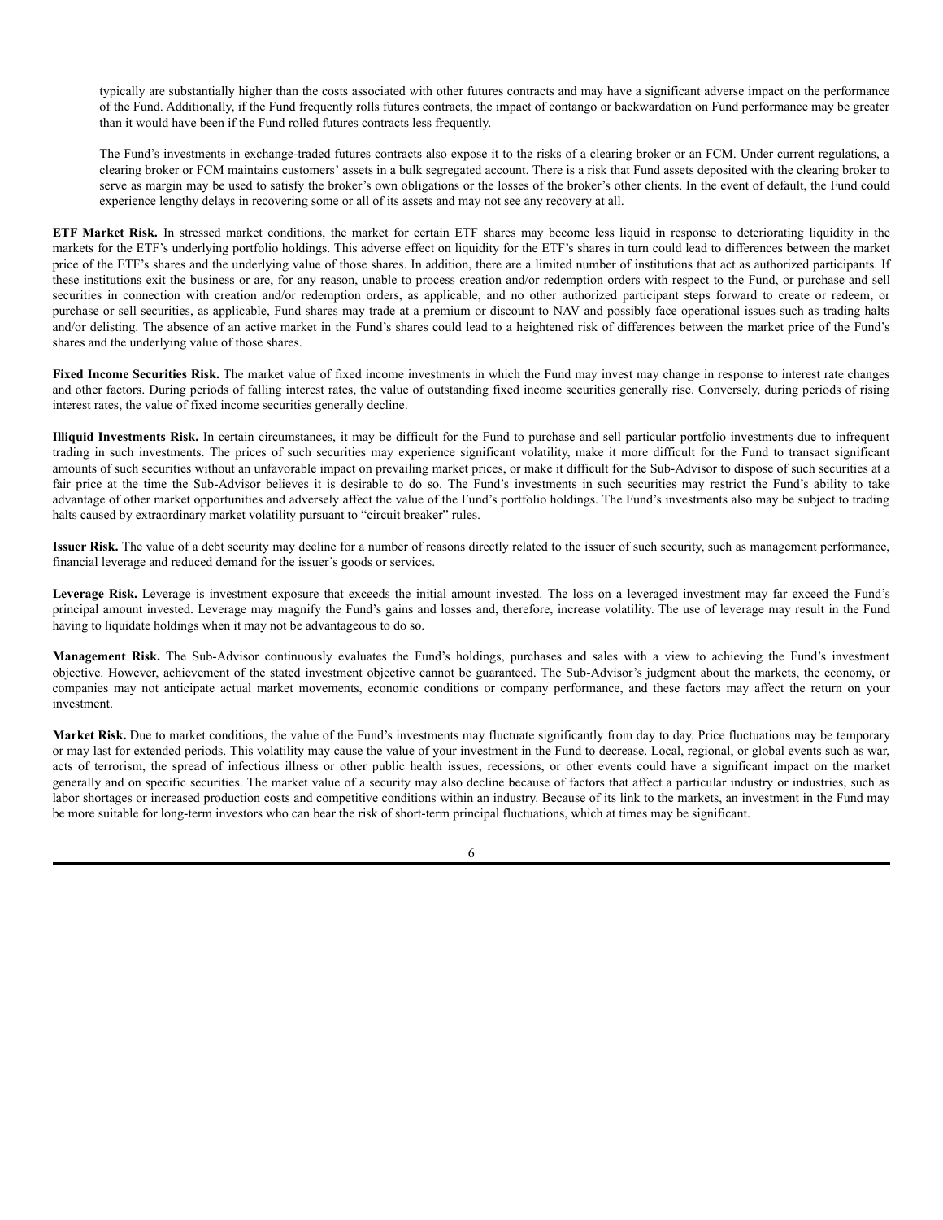typically are substantially higher than the costs associated with other futures contracts and may have a significant adverse impact on the performance of the Fund. Additionally, if the Fund frequently rolls futures contracts, the impact of contango or backwardation on Fund performance may be greater than it would have been if the Fund rolled futures contracts less frequently.

The Fund's investments in exchange-traded futures contracts also expose it to the risks of a clearing broker or an FCM. Under current regulations, a clearing broker or FCM maintains customers' assets in a bulk segregated account. There is a risk that Fund assets deposited with the clearing broker to serve as margin may be used to satisfy the broker's own obligations or the losses of the broker's other clients. In the event of default, the Fund could experience lengthy delays in recovering some or all of its assets and may not see any recovery at all.

**ETF Market Risk.** In stressed market conditions, the market for certain ETF shares may become less liquid in response to deteriorating liquidity in the markets for the ETF's underlying portfolio holdings. This adverse effect on liquidity for the ETF's shares in turn could lead to differences between the market price of the ETF's shares and the underlying value of those shares. In addition, there are a limited number of institutions that act as authorized participants. If these institutions exit the business or are, for any reason, unable to process creation and/or redemption orders with respect to the Fund, or purchase and sell securities in connection with creation and/or redemption orders, as applicable, and no other authorized participant steps forward to create or redeem, or purchase or sell securities, as applicable, Fund shares may trade at a premium or discount to NAV and possibly face operational issues such as trading halts and/or delisting. The absence of an active market in the Fund's shares could lead to a heightened risk of differences between the market price of the Fund's shares and the underlying value of those shares.

**Fixed Income Securities Risk.** The market value of fixed income investments in which the Fund may invest may change in response to interest rate changes and other factors. During periods of falling interest rates, the value of outstanding fixed income securities generally rise. Conversely, during periods of rising interest rates, the value of fixed income securities generally decline.

**Illiquid Investments Risk.** In certain circumstances, it may be difficult for the Fund to purchase and sell particular portfolio investments due to infrequent trading in such investments. The prices of such securities may experience significant volatility, make it more difficult for the Fund to transact significant amounts of such securities without an unfavorable impact on prevailing market prices, or make it difficult for the Sub-Advisor to dispose of such securities at a fair price at the time the Sub-Advisor believes it is desirable to do so. The Fund's investments in such securities may restrict the Fund's ability to take advantage of other market opportunities and adversely affect the value of the Fund's portfolio holdings. The Fund's investments also may be subject to trading halts caused by extraordinary market volatility pursuant to "circuit breaker" rules.

**Issuer Risk.** The value of a debt security may decline for a number of reasons directly related to the issuer of such security, such as management performance, financial leverage and reduced demand for the issuer's goods or services.

**Leverage Risk.** Leverage is investment exposure that exceeds the initial amount invested. The loss on a leveraged investment may far exceed the Fund's principal amount invested. Leverage may magnify the Fund's gains and losses and, therefore, increase volatility. The use of leverage may result in the Fund having to liquidate holdings when it may not be advantageous to do so.

**Management Risk.** The Sub-Advisor continuously evaluates the Fund's holdings, purchases and sales with a view to achieving the Fund's investment objective. However, achievement of the stated investment objective cannot be guaranteed. The Sub-Advisor's judgment about the markets, the economy, or companies may not anticipate actual market movements, economic conditions or company performance, and these factors may affect the return on your investment.

**Market Risk.** Due to market conditions, the value of the Fund's investments may fluctuate significantly from day to day. Price fluctuations may be temporary or may last for extended periods. This volatility may cause the value of your investment in the Fund to decrease. Local, regional, or global events such as war, acts of terrorism, the spread of infectious illness or other public health issues, recessions, or other events could have a significant impact on the market generally and on specific securities. The market value of a security may also decline because of factors that affect a particular industry or industries, such as labor shortages or increased production costs and competitive conditions within an industry. Because of its link to the markets, an investment in the Fund may be more suitable for long-term investors who can bear the risk of short-term principal fluctuations, which at times may be significant.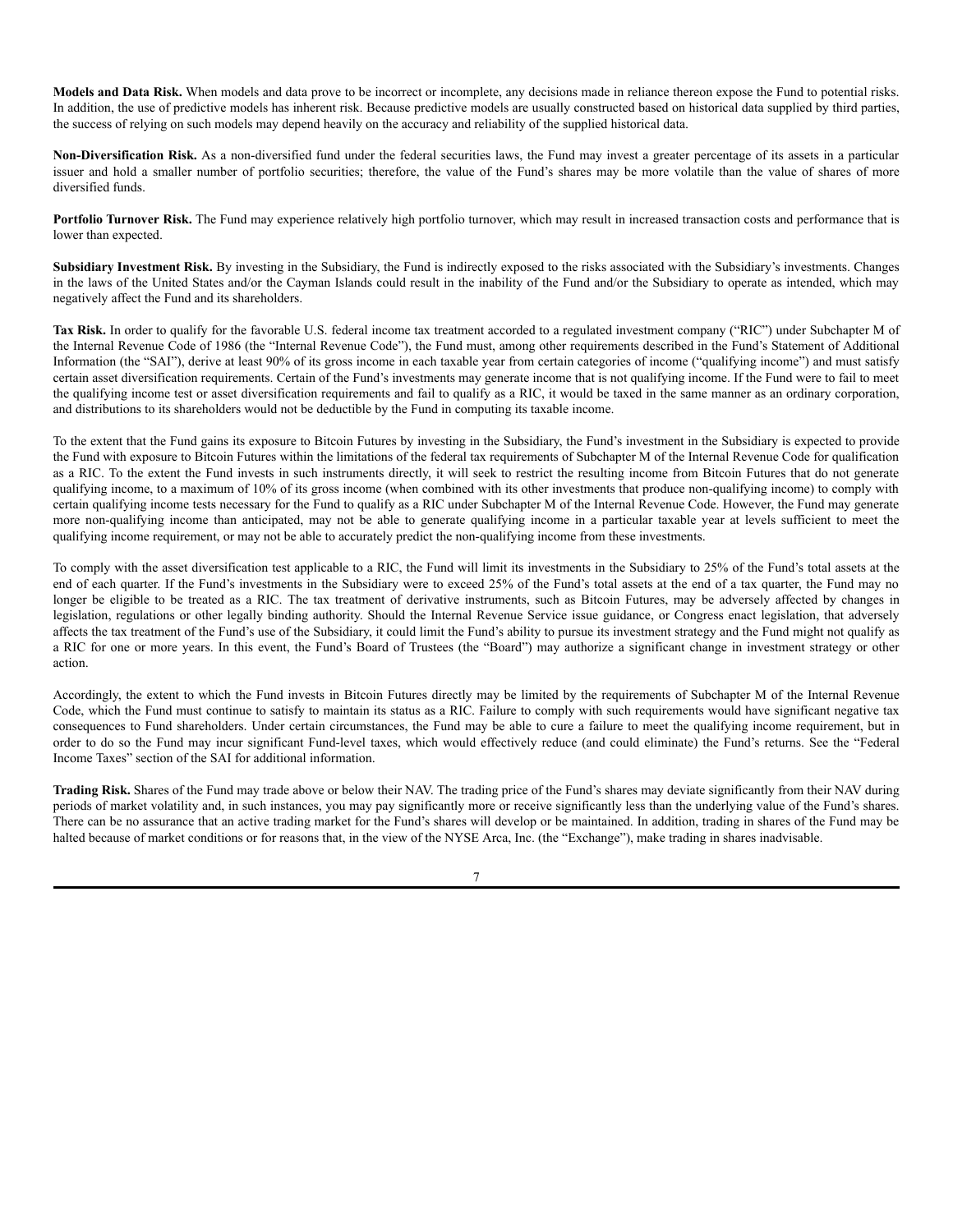**Models and Data Risk.** When models and data prove to be incorrect or incomplete, any decisions made in reliance thereon expose the Fund to potential risks. In addition, the use of predictive models has inherent risk. Because predictive models are usually constructed based on historical data supplied by third parties, the success of relying on such models may depend heavily on the accuracy and reliability of the supplied historical data.

**Non-Diversification Risk.** As a non-diversified fund under the federal securities laws, the Fund may invest a greater percentage of its assets in a particular issuer and hold a smaller number of portfolio securities; therefore, the value of the Fund's shares may be more volatile than the value of shares of more diversified funds.

**Portfolio Turnover Risk.** The Fund may experience relatively high portfolio turnover, which may result in increased transaction costs and performance that is lower than expected.

**Subsidiary Investment Risk.** By investing in the Subsidiary, the Fund is indirectly exposed to the risks associated with the Subsidiary's investments. Changes in the laws of the United States and/or the Cayman Islands could result in the inability of the Fund and/or the Subsidiary to operate as intended, which may negatively affect the Fund and its shareholders.

**Tax Risk.** In order to qualify for the favorable U.S. federal income tax treatment accorded to a regulated investment company ("RIC") under Subchapter M of the Internal Revenue Code of 1986 (the "Internal Revenue Code"), the Fund must, among other requirements described in the Fund's Statement of Additional Information (the "SAI"), derive at least 90% of its gross income in each taxable year from certain categories of income ("qualifying income") and must satisfy certain asset diversification requirements. Certain of the Fund's investments may generate income that is not qualifying income. If the Fund were to fail to meet the qualifying income test or asset diversification requirements and fail to qualify as a RIC, it would be taxed in the same manner as an ordinary corporation, and distributions to its shareholders would not be deductible by the Fund in computing its taxable income.

To the extent that the Fund gains its exposure to Bitcoin Futures by investing in the Subsidiary, the Fund's investment in the Subsidiary is expected to provide the Fund with exposure to Bitcoin Futures within the limitations of the federal tax requirements of Subchapter M of the Internal Revenue Code for qualification as a RIC. To the extent the Fund invests in such instruments directly, it will seek to restrict the resulting income from Bitcoin Futures that do not generate qualifying income, to a maximum of 10% of its gross income (when combined with its other investments that produce non-qualifying income) to comply with certain qualifying income tests necessary for the Fund to qualify as a RIC under Subchapter M of the Internal Revenue Code. However, the Fund may generate more non-qualifying income than anticipated, may not be able to generate qualifying income in a particular taxable year at levels sufficient to meet the qualifying income requirement, or may not be able to accurately predict the non-qualifying income from these investments.

To comply with the asset diversification test applicable to a RIC, the Fund will limit its investments in the Subsidiary to 25% of the Fund's total assets at the end of each quarter. If the Fund's investments in the Subsidiary were to exceed 25% of the Fund's total assets at the end of a tax quarter, the Fund may no longer be eligible to be treated as a RIC. The tax treatment of derivative instruments, such as Bitcoin Futures, may be adversely affected by changes in legislation, regulations or other legally binding authority. Should the Internal Revenue Service issue guidance, or Congress enact legislation, that adversely affects the tax treatment of the Fund's use of the Subsidiary, it could limit the Fund's ability to pursue its investment strategy and the Fund might not qualify as a RIC for one or more years. In this event, the Fund's Board of Trustees (the "Board") may authorize a significant change in investment strategy or other action.

Accordingly, the extent to which the Fund invests in Bitcoin Futures directly may be limited by the requirements of Subchapter M of the Internal Revenue Code, which the Fund must continue to satisfy to maintain its status as a RIC. Failure to comply with such requirements would have significant negative tax consequences to Fund shareholders. Under certain circumstances, the Fund may be able to cure a failure to meet the qualifying income requirement, but in order to do so the Fund may incur significant Fund-level taxes, which would effectively reduce (and could eliminate) the Fund's returns. See the "Federal Income Taxes" section of the SAI for additional information.

**Trading Risk.** Shares of the Fund may trade above or below their NAV. The trading price of the Fund's shares may deviate significantly from their NAV during periods of market volatility and, in such instances, you may pay significantly more or receive significantly less than the underlying value of the Fund's shares. There can be no assurance that an active trading market for the Fund's shares will develop or be maintained. In addition, trading in shares of the Fund may be halted because of market conditions or for reasons that, in the view of the NYSE Arca, Inc. (the "Exchange"), make trading in shares inadvisable.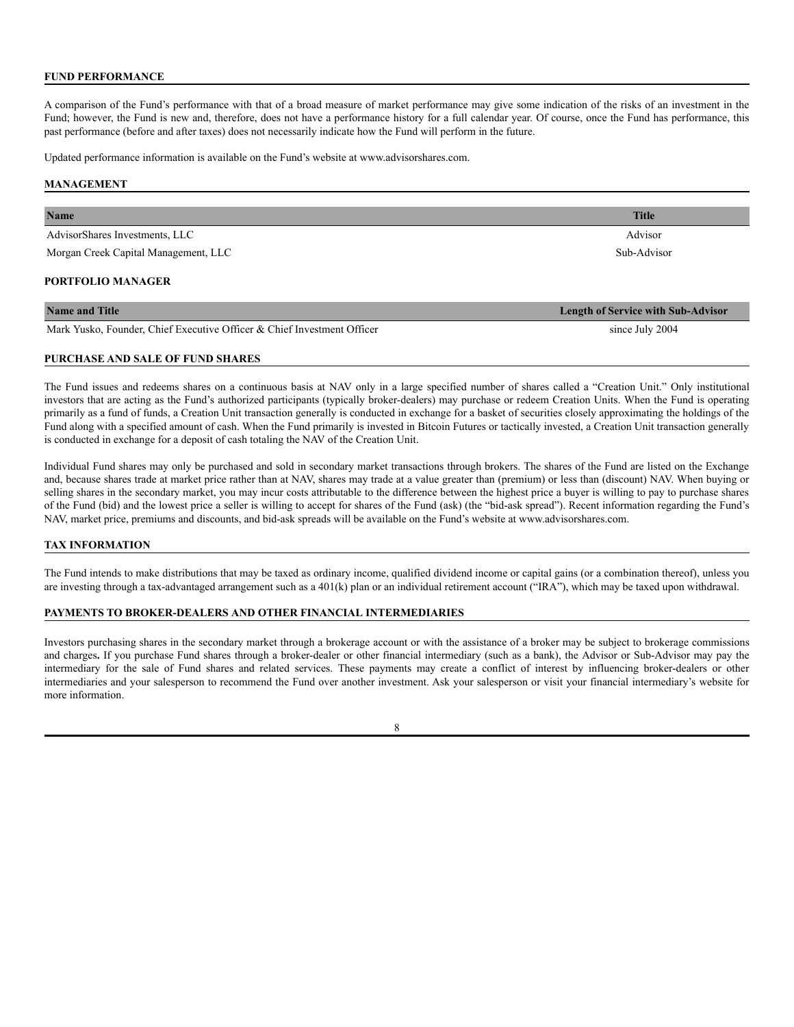## FUND PERFORMANCE

A comparison of the Fund's performance with that of a broad measure of market performance may give some indication of the risks of an investment in the Fund; however, the Fund is new and, therefore, does not have a performance history for a full calendar year. Of course, once the Fund has performance, this past performance (before and after taxes) does not necessarily indicate how the Fund will perform in the future.

Updated performance information is available on the Fund's website at www.advisorshares.com.

## MANAGEMENT

| Name | Title |
| --- | --- |
| AdvisorShares Investments, LLC | Advisor |
| Morgan Creek Capital Management, LLC | Sub-Advisor |

## PORTFOLIO MANAGER

| Name and Title | Length of Service with Sub-Advisor |
| --- | --- |
| Mark Yusko, Founder, Chief Executive Officer & Chief Investment Officer | since July 2004 |

## PURCHASE AND SALE OF FUND SHARES

The Fund issues and redeems shares on a continuous basis at NAV only in a large specified number of shares called a "Creation Unit." Only institutional investors that are acting as the Fund's authorized participants (typically broker-dealers) may purchase or redeem Creation Units. When the Fund is operating primarily as a fund of funds, a Creation Unit transaction generally is conducted in exchange for a basket of securities closely approximating the holdings of the Fund along with a specified amount of cash. When the Fund primarily is invested in Bitcoin Futures or tactically invested, a Creation Unit transaction generally is conducted in exchange for a deposit of cash totaling the NAV of the Creation Unit.

Individual Fund shares may only be purchased and sold in secondary market transactions through brokers. The shares of the Fund are listed on the Exchange and, because shares trade at market price rather than at NAV, shares may trade at a value greater than (premium) or less than (discount) NAV. When buying or selling shares in the secondary market, you may incur costs attributable to the difference between the highest price a buyer is willing to pay to purchase shares of the Fund (bid) and the lowest price a seller is willing to accept for shares of the Fund (ask) (the "bid-ask spread"). Recent information regarding the Fund's NAV, market price, premiums and discounts, and bid-ask spreads will be available on the Fund's website at www.advisorshares.com.

## TAX INFORMATION

The Fund intends to make distributions that may be taxed as ordinary income, qualified dividend income or capital gains (or a combination thereof), unless you are investing through a tax-advantaged arrangement such as a 401(k) plan or an individual retirement account ("IRA"), which may be taxed upon withdrawal.

## PAYMENTS TO BROKER-DEALERS AND OTHER FINANCIAL INTERMEDIARIES

Investors purchasing shares in the secondary market through a brokerage account or with the assistance of a broker may be subject to brokerage commissions and charges**.** If you purchase Fund shares through a broker-dealer or other financial intermediary (such as a bank), the Advisor or Sub-Advisor may pay the intermediary for the sale of Fund shares and related services. These payments may create a conflict of interest by influencing broker-dealers or other intermediaries and your salesperson to recommend the Fund over another investment. Ask your salesperson or visit your financial intermediary's website for more information.